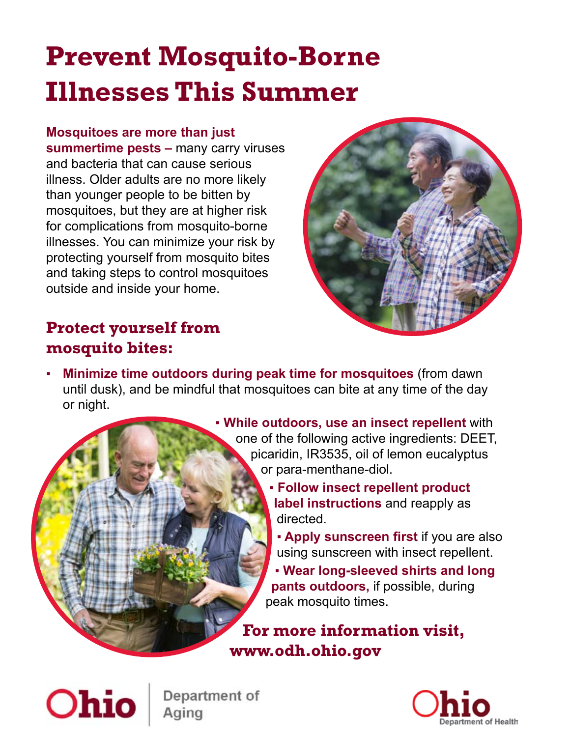# Prevent Mosquito-Borne Illnesses This Summer

**Mosquitoes are more than just summertime pests –** many carry viruses and bacteria that can cause serious illness. Older adults are no more likely than younger people to be bitten by mosquitoes, but they are at higher risk for complications from mosquito-borne illnesses. You can minimize your risk by protecting yourself from mosquito bites and taking steps to control mosquitoes outside and inside your home.

## Protect yourself from mosquito bites:

- **Minimize time outdoors during peak time for mosquitoes** (from dawn until dusk), and be mindful that mosquitoes can bite at any time of the day or night.
- **While outdoors, use an insect repellent** with one of the following active ingredients: DEET, picaridin, IR3535, oil of lemon eucalyptus or para-menthane-diol.
- **Follow insect repellent product label instructions** and reapply as directed.
- **Apply sunscreen first** if you are also using sunscreen with insect repellent.
- **Wear long-sleeved shirts and long pants outdoors,** if possible, during peak mosquito times.

**For more information visit, www.odh.ohio.gov**

Ohio Department of Aging

Ohio Department of Health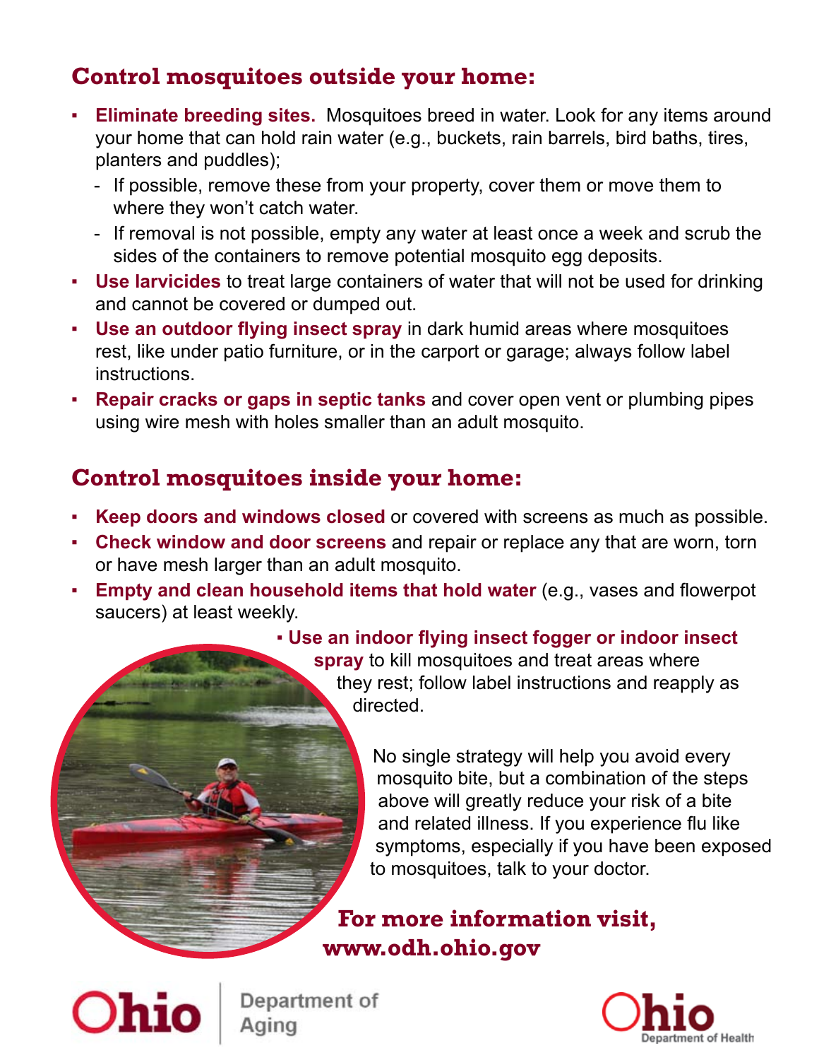## Control mosquitoes outside your home:

- **Eliminate breeding sites.** Mosquitoes breed in water. Look for any items around your home that can hold rain water (e.g., buckets, rain barrels, bird baths, tires, planters and puddles);
  - If possible, remove these from your property, cover them or move them to where they won't catch water.
  - If removal is not possible, empty any water at least once a week and scrub the sides of the containers to remove potential mosquito egg deposits.
- **Use larvicides** to treat large containers of water that will not be used for drinking and cannot be covered or dumped out.
- **Use an outdoor flying insect spray** in dark humid areas where mosquitoes rest, like under patio furniture, or in the carport or garage; always follow label instructions.
- **Repair cracks or gaps in septic tanks** and cover open vent or plumbing pipes using wire mesh with holes smaller than an adult mosquito.

## Control mosquitoes inside your home:

- **Keep doors and windows closed** or covered with screens as much as possible.
- **Check window and door screens** and repair or replace any that are worn, torn or have mesh larger than an adult mosquito.
- **Empty and clean household items that hold water** (e.g., vases and flowerpot saucers) at least weekly.
- **Use an indoor flying insect fogger or indoor insect spray** to kill mosquitoes and treat areas where they rest; follow label instructions and reapply as directed.

No single strategy will help you avoid every mosquito bite, but a combination of the steps above will greatly reduce your risk of a bite and related illness. If you experience flu like symptoms, especially if you have been exposed to mosquitoes, talk to your doctor.

**For more information visit, www.odh.ohio.gov**

Ohio Department of Aging

Ohio Department of Health